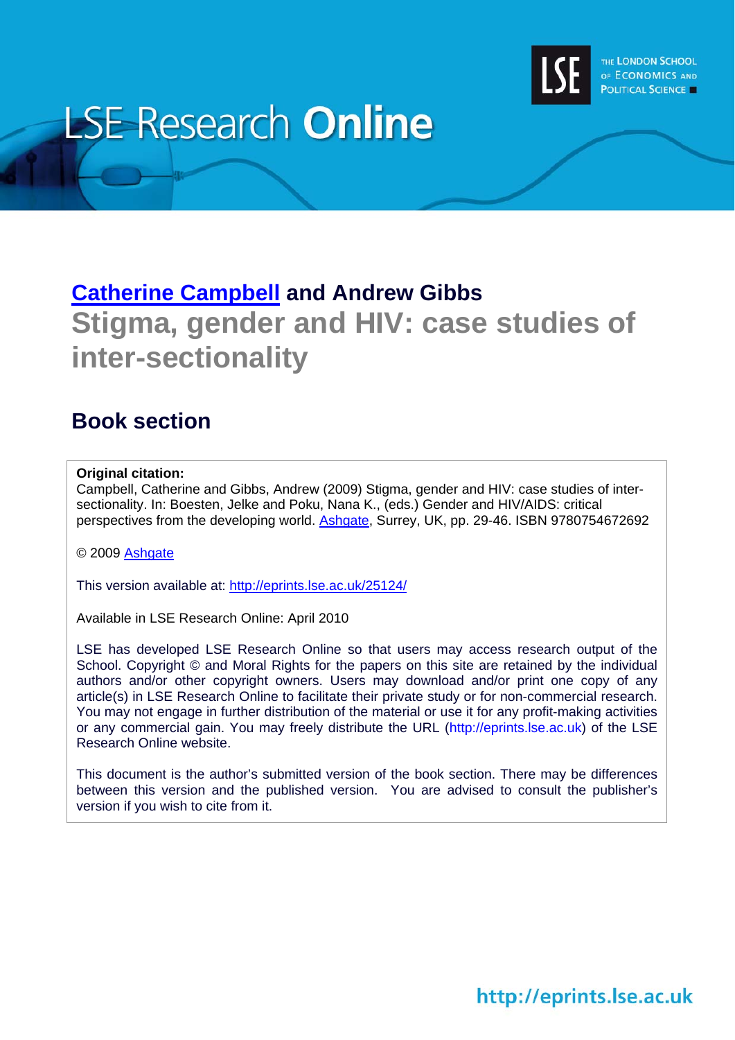LSE Research Online

THE LONDON SCHOOL OF ECONOMICS AND POLITICAL SCIENCE

**Catherine Campbell and Andrew Gibbs**

# Stigma, gender and HIV: case studies of inter-sectionality

## Book section

**Original citation:**
Campbell, Catherine and Gibbs, Andrew (2009) Stigma, gender and HIV: case studies of inter-sectionality. In: Boesten, Jelke and Poku, Nana K., (eds.) Gender and HIV/AIDS: critical perspectives from the developing world. Ashgate, Surrey, UK, pp. 29-46. ISBN 9780754672692

© 2009 Ashgate

This version available at: http://eprints.lse.ac.uk/25124/

Available in LSE Research Online: April 2010

LSE has developed LSE Research Online so that users may access research output of the School. Copyright © and Moral Rights for the papers on this site are retained by the individual authors and/or other copyright owners. Users may download and/or print one copy of any article(s) in LSE Research Online to facilitate their private study or for non-commercial research. You may not engage in further distribution of the material or use it for any profit-making activities or any commercial gain. You may freely distribute the URL (http://eprints.lse.ac.uk) of the LSE Research Online website.

This document is the author's submitted version of the book section. There may be differences between this version and the published version. You are advised to consult the publisher's version if you wish to cite from it.

http://eprints.lse.ac.uk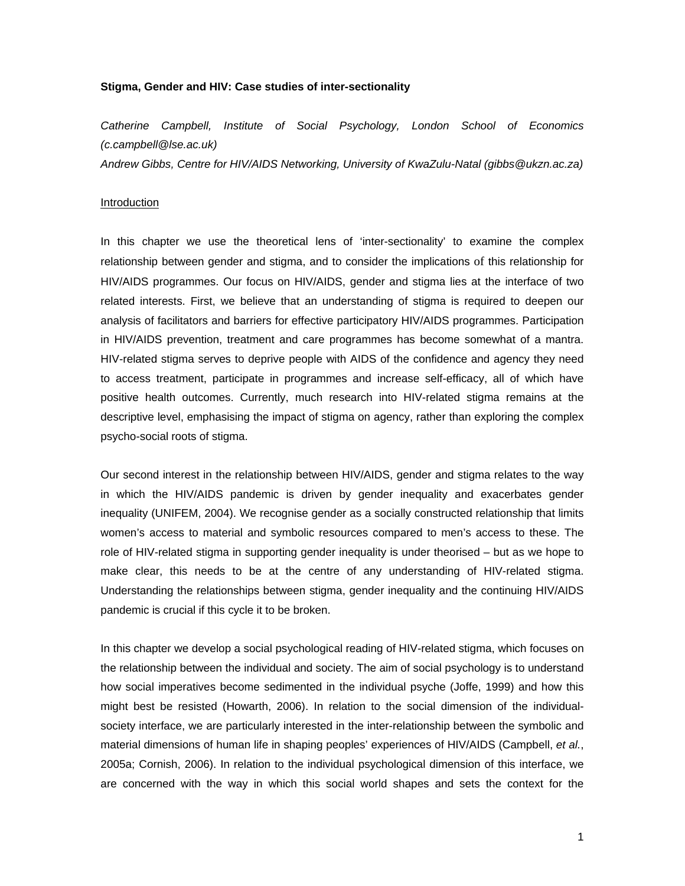**Stigma, Gender and HIV: Case studies of inter-sectionality**

*Catherine Campbell, Institute of Social Psychology, London School of Economics (c.campbell@lse.ac.uk)*
*Andrew Gibbs, Centre for HIV/AIDS Networking, University of KwaZulu-Natal (gibbs@ukzn.ac.za)*

## Introduction

In this chapter we use the theoretical lens of 'inter-sectionality' to examine the complex relationship between gender and stigma, and to consider the implications of this relationship for HIV/AIDS programmes. Our focus on HIV/AIDS, gender and stigma lies at the interface of two related interests. First, we believe that an understanding of stigma is required to deepen our analysis of facilitators and barriers for effective participatory HIV/AIDS programmes. Participation in HIV/AIDS prevention, treatment and care programmes has become somewhat of a mantra. HIV-related stigma serves to deprive people with AIDS of the confidence and agency they need to access treatment, participate in programmes and increase self-efficacy, all of which have positive health outcomes. Currently, much research into HIV-related stigma remains at the descriptive level, emphasising the impact of stigma on agency, rather than exploring the complex psycho-social roots of stigma.

Our second interest in the relationship between HIV/AIDS, gender and stigma relates to the way in which the HIV/AIDS pandemic is driven by gender inequality and exacerbates gender inequality (UNIFEM, 2004). We recognise gender as a socially constructed relationship that limits women's access to material and symbolic resources compared to men's access to these. The role of HIV-related stigma in supporting gender inequality is under theorised – but as we hope to make clear, this needs to be at the centre of any understanding of HIV-related stigma. Understanding the relationships between stigma, gender inequality and the continuing HIV/AIDS pandemic is crucial if this cycle it to be broken.

In this chapter we develop a social psychological reading of HIV-related stigma, which focuses on the relationship between the individual and society. The aim of social psychology is to understand how social imperatives become sedimented in the individual psyche (Joffe, 1999) and how this might best be resisted (Howarth, 2006). In relation to the social dimension of the individual-society interface, we are particularly interested in the inter-relationship between the symbolic and material dimensions of human life in shaping peoples' experiences of HIV/AIDS (Campbell, *et al.*, 2005a; Cornish, 2006). In relation to the individual psychological dimension of this interface, we are concerned with the way in which this social world shapes and sets the context for the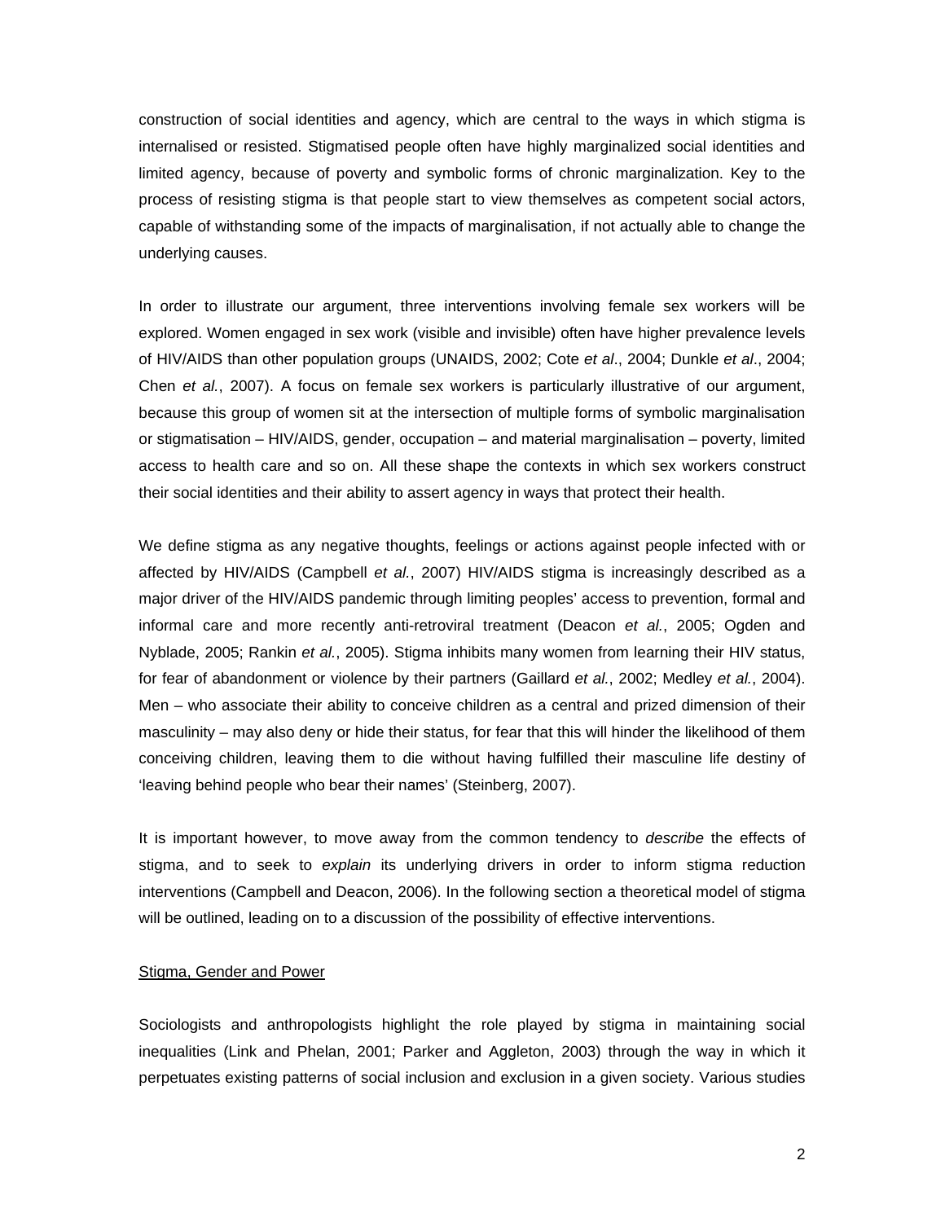construction of social identities and agency, which are central to the ways in which stigma is internalised or resisted. Stigmatised people often have highly marginalized social identities and limited agency, because of poverty and symbolic forms of chronic marginalization. Key to the process of resisting stigma is that people start to view themselves as competent social actors, capable of withstanding some of the impacts of marginalisation, if not actually able to change the underlying causes.

In order to illustrate our argument, three interventions involving female sex workers will be explored. Women engaged in sex work (visible and invisible) often have higher prevalence levels of HIV/AIDS than other population groups (UNAIDS, 2002; Cote *et al*., 2004; Dunkle *et al*., 2004; Chen *et al.*, 2007). A focus on female sex workers is particularly illustrative of our argument, because this group of women sit at the intersection of multiple forms of symbolic marginalisation or stigmatisation – HIV/AIDS, gender, occupation – and material marginalisation – poverty, limited access to health care and so on. All these shape the contexts in which sex workers construct their social identities and their ability to assert agency in ways that protect their health.

We define stigma as any negative thoughts, feelings or actions against people infected with or affected by HIV/AIDS (Campbell *et al.*, 2007) HIV/AIDS stigma is increasingly described as a major driver of the HIV/AIDS pandemic through limiting peoples' access to prevention, formal and informal care and more recently anti-retroviral treatment (Deacon *et al.*, 2005; Ogden and Nyblade, 2005; Rankin *et al.*, 2005). Stigma inhibits many women from learning their HIV status, for fear of abandonment or violence by their partners (Gaillard *et al.*, 2002; Medley *et al.*, 2004). Men – who associate their ability to conceive children as a central and prized dimension of their masculinity – may also deny or hide their status, for fear that this will hinder the likelihood of them conceiving children, leaving them to die without having fulfilled their masculine life destiny of 'leaving behind people who bear their names' (Steinberg, 2007).

It is important however, to move away from the common tendency to *describe* the effects of stigma, and to seek to *explain* its underlying drivers in order to inform stigma reduction interventions (Campbell and Deacon, 2006). In the following section a theoretical model of stigma will be outlined, leading on to a discussion of the possibility of effective interventions.

## Stigma, Gender and Power

Sociologists and anthropologists highlight the role played by stigma in maintaining social inequalities (Link and Phelan, 2001; Parker and Aggleton, 2003) through the way in which it perpetuates existing patterns of social inclusion and exclusion in a given society. Various studies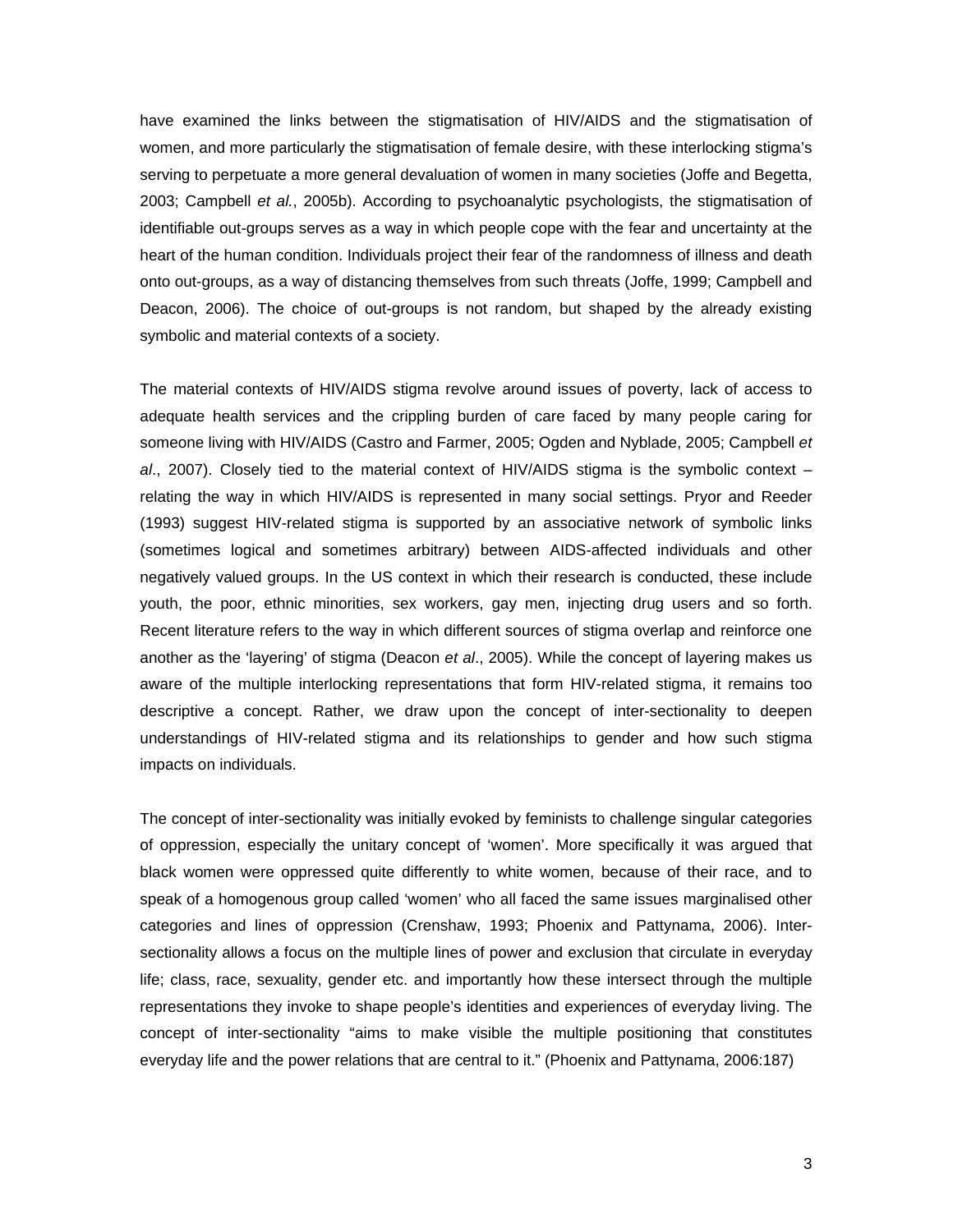have examined the links between the stigmatisation of HIV/AIDS and the stigmatisation of women, and more particularly the stigmatisation of female desire, with these interlocking stigma's serving to perpetuate a more general devaluation of women in many societies (Joffe and Begetta, 2003; Campbell *et al.*, 2005b). According to psychoanalytic psychologists, the stigmatisation of identifiable out-groups serves as a way in which people cope with the fear and uncertainty at the heart of the human condition. Individuals project their fear of the randomness of illness and death onto out-groups, as a way of distancing themselves from such threats (Joffe, 1999; Campbell and Deacon, 2006). The choice of out-groups is not random, but shaped by the already existing symbolic and material contexts of a society.

The material contexts of HIV/AIDS stigma revolve around issues of poverty, lack of access to adequate health services and the crippling burden of care faced by many people caring for someone living with HIV/AIDS (Castro and Farmer, 2005; Ogden and Nyblade, 2005; Campbell *et al*., 2007). Closely tied to the material context of HIV/AIDS stigma is the symbolic context – relating the way in which HIV/AIDS is represented in many social settings. Pryor and Reeder (1993) suggest HIV-related stigma is supported by an associative network of symbolic links (sometimes logical and sometimes arbitrary) between AIDS-affected individuals and other negatively valued groups. In the US context in which their research is conducted, these include youth, the poor, ethnic minorities, sex workers, gay men, injecting drug users and so forth. Recent literature refers to the way in which different sources of stigma overlap and reinforce one another as the 'layering' of stigma (Deacon *et al*., 2005). While the concept of layering makes us aware of the multiple interlocking representations that form HIV-related stigma, it remains too descriptive a concept. Rather, we draw upon the concept of inter-sectionality to deepen understandings of HIV-related stigma and its relationships to gender and how such stigma impacts on individuals.

The concept of inter-sectionality was initially evoked by feminists to challenge singular categories of oppression, especially the unitary concept of 'women'. More specifically it was argued that black women were oppressed quite differently to white women, because of their race, and to speak of a homogenous group called 'women' who all faced the same issues marginalised other categories and lines of oppression (Crenshaw, 1993; Phoenix and Pattynama, 2006). Inter-sectionality allows a focus on the multiple lines of power and exclusion that circulate in everyday life; class, race, sexuality, gender etc. and importantly how these intersect through the multiple representations they invoke to shape people's identities and experiences of everyday living. The concept of inter-sectionality "aims to make visible the multiple positioning that constitutes everyday life and the power relations that are central to it." (Phoenix and Pattynama, 2006:187)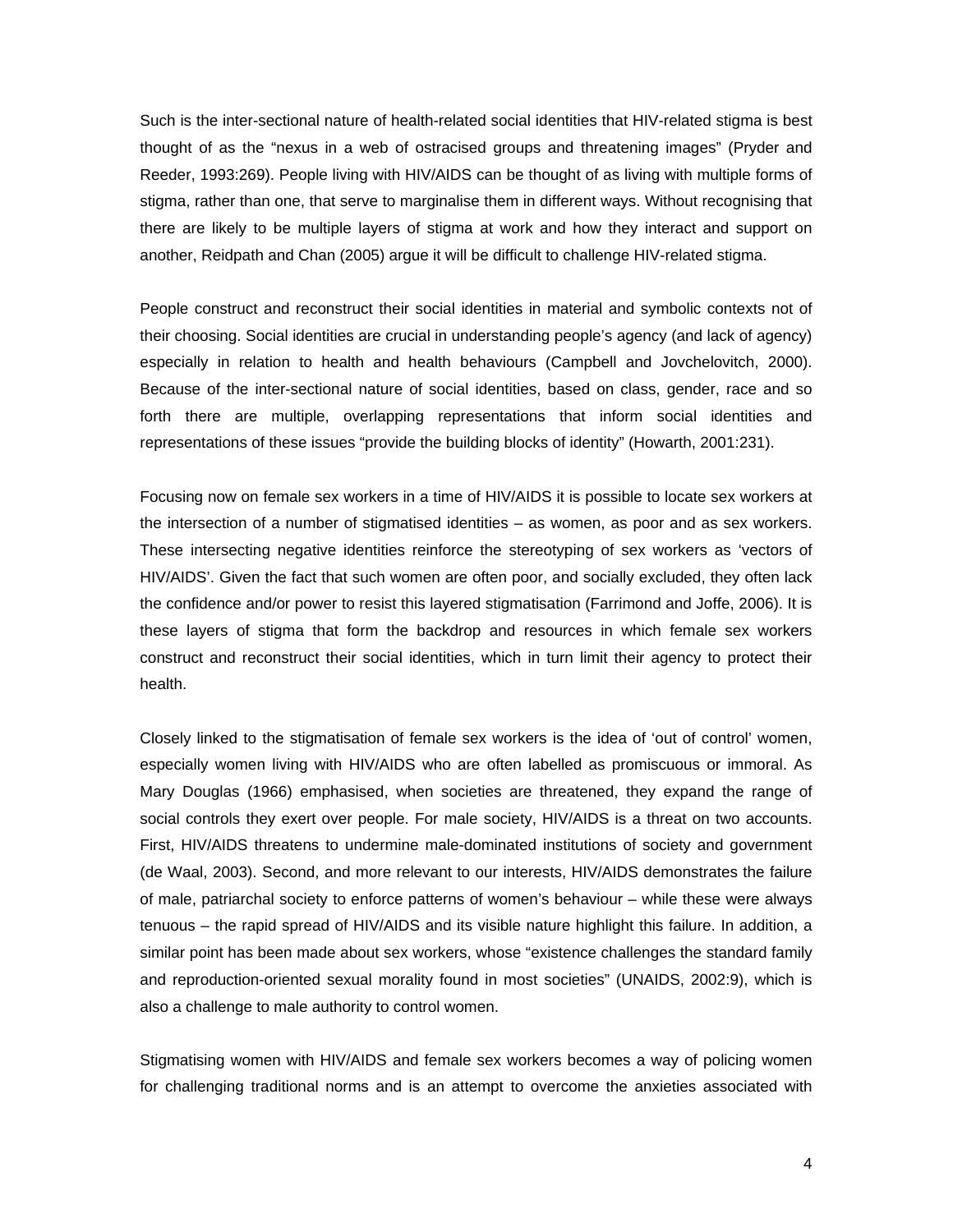Such is the inter-sectional nature of health-related social identities that HIV-related stigma is best thought of as the "nexus in a web of ostracised groups and threatening images" (Pryder and Reeder, 1993:269). People living with HIV/AIDS can be thought of as living with multiple forms of stigma, rather than one, that serve to marginalise them in different ways. Without recognising that there are likely to be multiple layers of stigma at work and how they interact and support on another, Reidpath and Chan (2005) argue it will be difficult to challenge HIV-related stigma.

People construct and reconstruct their social identities in material and symbolic contexts not of their choosing. Social identities are crucial in understanding people's agency (and lack of agency) especially in relation to health and health behaviours (Campbell and Jovchelovitch, 2000). Because of the inter-sectional nature of social identities, based on class, gender, race and so forth there are multiple, overlapping representations that inform social identities and representations of these issues "provide the building blocks of identity" (Howarth, 2001:231).

Focusing now on female sex workers in a time of HIV/AIDS it is possible to locate sex workers at the intersection of a number of stigmatised identities – as women, as poor and as sex workers. These intersecting negative identities reinforce the stereotyping of sex workers as 'vectors of HIV/AIDS'. Given the fact that such women are often poor, and socially excluded, they often lack the confidence and/or power to resist this layered stigmatisation (Farrimond and Joffe, 2006). It is these layers of stigma that form the backdrop and resources in which female sex workers construct and reconstruct their social identities, which in turn limit their agency to protect their health.

Closely linked to the stigmatisation of female sex workers is the idea of 'out of control' women, especially women living with HIV/AIDS who are often labelled as promiscuous or immoral. As Mary Douglas (1966) emphasised, when societies are threatened, they expand the range of social controls they exert over people. For male society, HIV/AIDS is a threat on two accounts. First, HIV/AIDS threatens to undermine male-dominated institutions of society and government (de Waal, 2003). Second, and more relevant to our interests, HIV/AIDS demonstrates the failure of male, patriarchal society to enforce patterns of women's behaviour – while these were always tenuous – the rapid spread of HIV/AIDS and its visible nature highlight this failure. In addition, a similar point has been made about sex workers, whose "existence challenges the standard family and reproduction-oriented sexual morality found in most societies" (UNAIDS, 2002:9), which is also a challenge to male authority to control women.

Stigmatising women with HIV/AIDS and female sex workers becomes a way of policing women for challenging traditional norms and is an attempt to overcome the anxieties associated with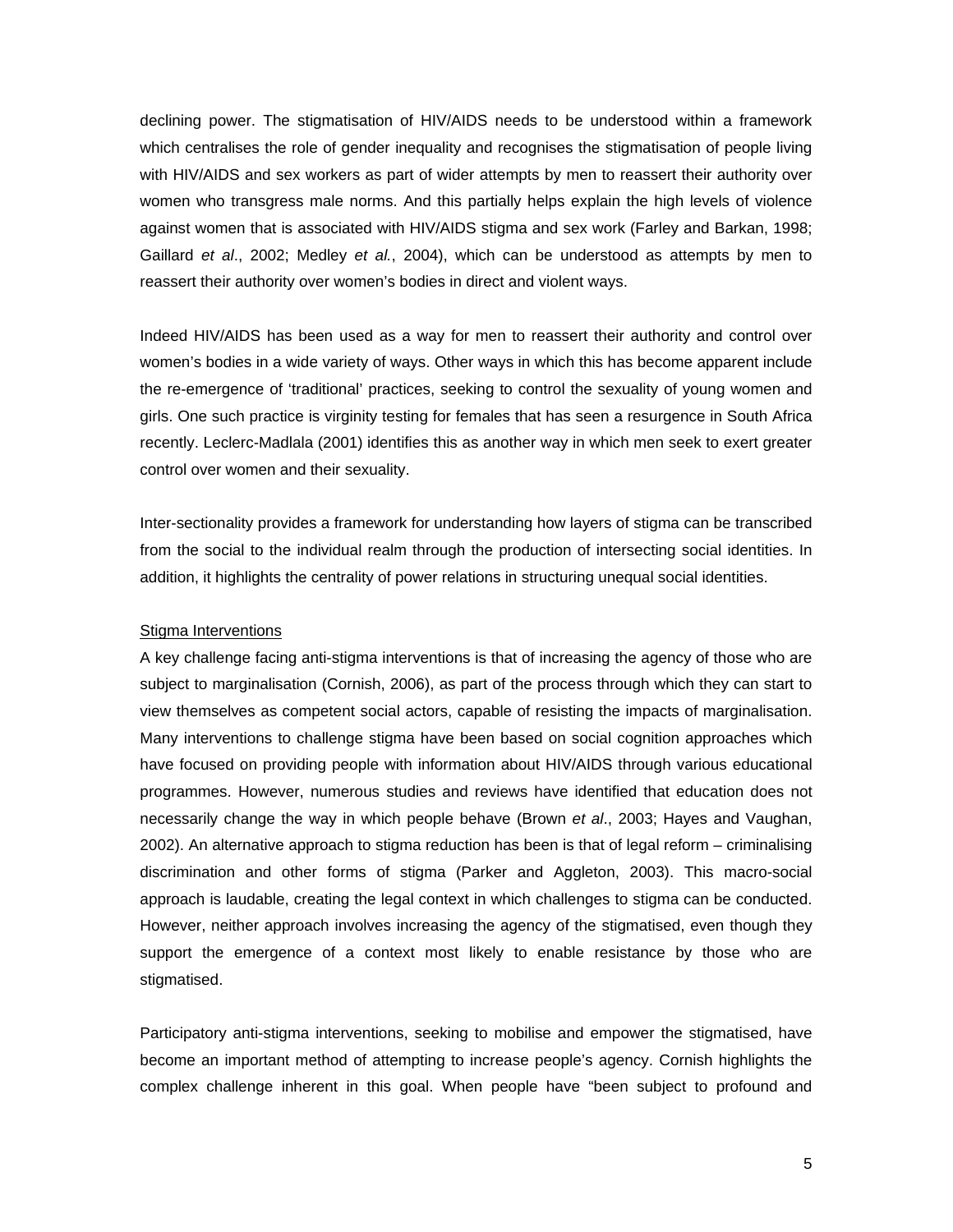declining power. The stigmatisation of HIV/AIDS needs to be understood within a framework which centralises the role of gender inequality and recognises the stigmatisation of people living with HIV/AIDS and sex workers as part of wider attempts by men to reassert their authority over women who transgress male norms. And this partially helps explain the high levels of violence against women that is associated with HIV/AIDS stigma and sex work (Farley and Barkan, 1998; Gaillard *et al*., 2002; Medley *et al.*, 2004), which can be understood as attempts by men to reassert their authority over women's bodies in direct and violent ways.

Indeed HIV/AIDS has been used as a way for men to reassert their authority and control over women's bodies in a wide variety of ways. Other ways in which this has become apparent include the re-emergence of 'traditional' practices, seeking to control the sexuality of young women and girls. One such practice is virginity testing for females that has seen a resurgence in South Africa recently. Leclerc-Madlala (2001) identifies this as another way in which men seek to exert greater control over women and their sexuality.

Inter-sectionality provides a framework for understanding how layers of stigma can be transcribed from the social to the individual realm through the production of intersecting social identities. In addition, it highlights the centrality of power relations in structuring unequal social identities.

## Stigma Interventions

A key challenge facing anti-stigma interventions is that of increasing the agency of those who are subject to marginalisation (Cornish, 2006), as part of the process through which they can start to view themselves as competent social actors, capable of resisting the impacts of marginalisation. Many interventions to challenge stigma have been based on social cognition approaches which have focused on providing people with information about HIV/AIDS through various educational programmes. However, numerous studies and reviews have identified that education does not necessarily change the way in which people behave (Brown *et al*., 2003; Hayes and Vaughan, 2002). An alternative approach to stigma reduction has been is that of legal reform – criminalising discrimination and other forms of stigma (Parker and Aggleton, 2003). This macro-social approach is laudable, creating the legal context in which challenges to stigma can be conducted. However, neither approach involves increasing the agency of the stigmatised, even though they support the emergence of a context most likely to enable resistance by those who are stigmatised.

Participatory anti-stigma interventions, seeking to mobilise and empower the stigmatised, have become an important method of attempting to increase people's agency. Cornish highlights the complex challenge inherent in this goal. When people have "been subject to profound and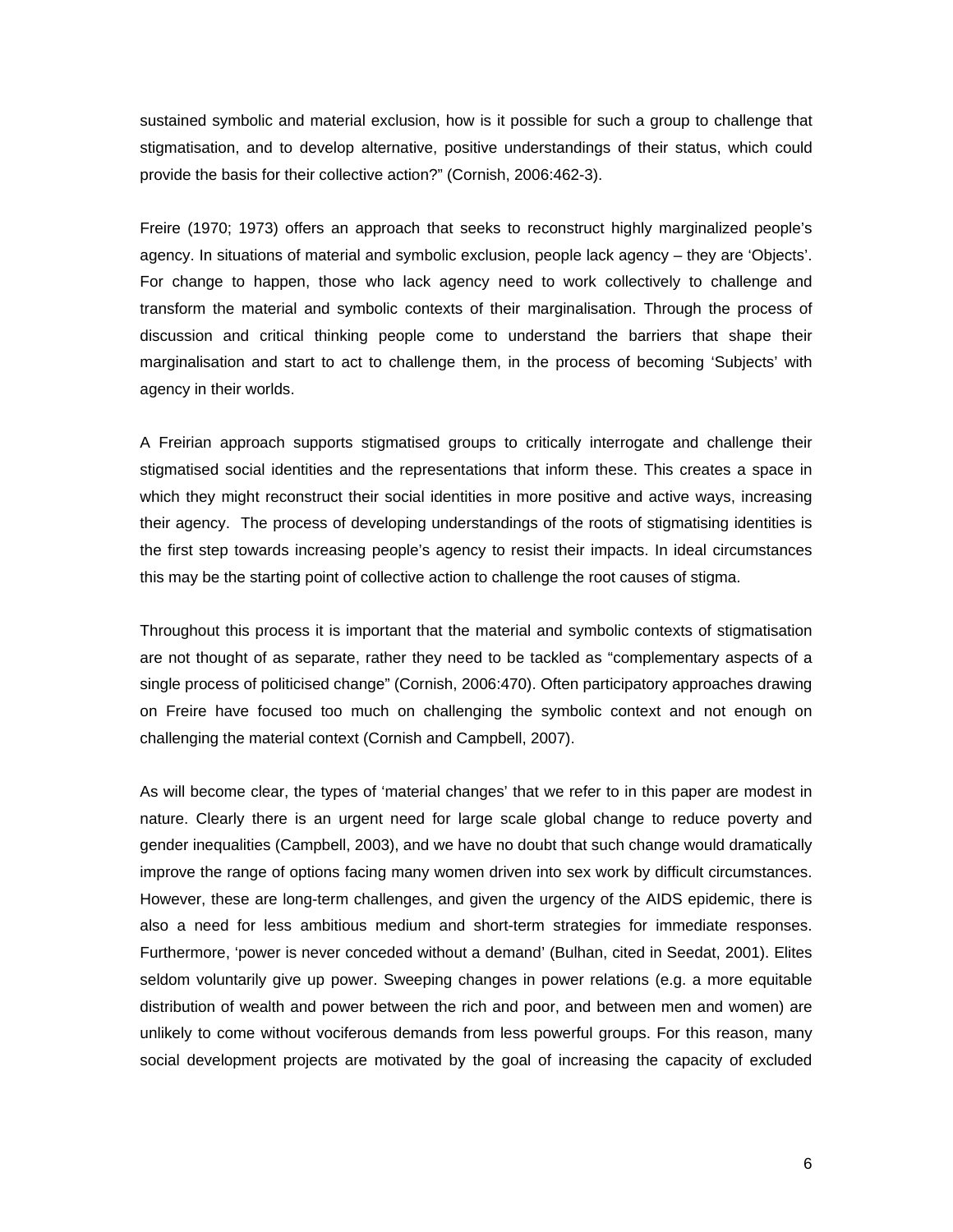sustained symbolic and material exclusion, how is it possible for such a group to challenge that stigmatisation, and to develop alternative, positive understandings of their status, which could provide the basis for their collective action?" (Cornish, 2006:462-3).

Freire (1970; 1973) offers an approach that seeks to reconstruct highly marginalized people's agency. In situations of material and symbolic exclusion, people lack agency – they are 'Objects'. For change to happen, those who lack agency need to work collectively to challenge and transform the material and symbolic contexts of their marginalisation. Through the process of discussion and critical thinking people come to understand the barriers that shape their marginalisation and start to act to challenge them, in the process of becoming 'Subjects' with agency in their worlds.

A Freirian approach supports stigmatised groups to critically interrogate and challenge their stigmatised social identities and the representations that inform these. This creates a space in which they might reconstruct their social identities in more positive and active ways, increasing their agency. The process of developing understandings of the roots of stigmatising identities is the first step towards increasing people's agency to resist their impacts. In ideal circumstances this may be the starting point of collective action to challenge the root causes of stigma.

Throughout this process it is important that the material and symbolic contexts of stigmatisation are not thought of as separate, rather they need to be tackled as "complementary aspects of a single process of politicised change" (Cornish, 2006:470). Often participatory approaches drawing on Freire have focused too much on challenging the symbolic context and not enough on challenging the material context (Cornish and Campbell, 2007).

As will become clear, the types of 'material changes' that we refer to in this paper are modest in nature. Clearly there is an urgent need for large scale global change to reduce poverty and gender inequalities (Campbell, 2003), and we have no doubt that such change would dramatically improve the range of options facing many women driven into sex work by difficult circumstances. However, these are long-term challenges, and given the urgency of the AIDS epidemic, there is also a need for less ambitious medium and short-term strategies for immediate responses. Furthermore, 'power is never conceded without a demand' (Bulhan, cited in Seedat, 2001). Elites seldom voluntarily give up power. Sweeping changes in power relations (e.g. a more equitable distribution of wealth and power between the rich and poor, and between men and women) are unlikely to come without vociferous demands from less powerful groups. For this reason, many social development projects are motivated by the goal of increasing the capacity of excluded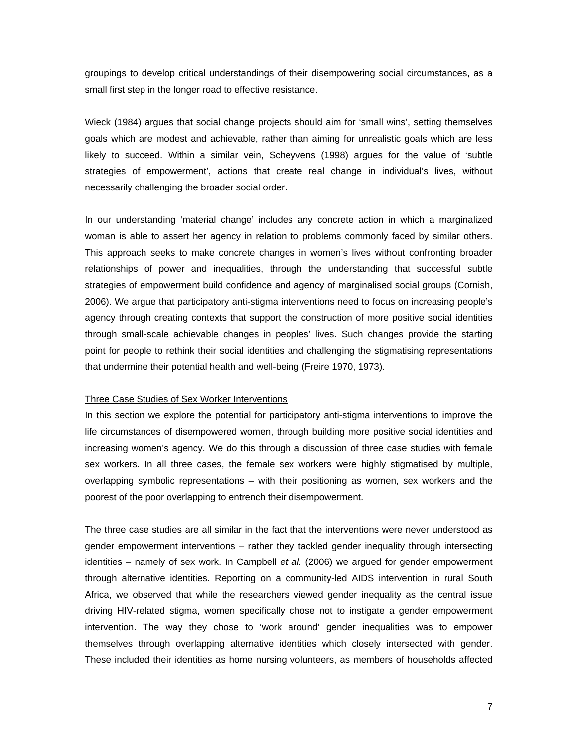groupings to develop critical understandings of their disempowering social circumstances, as a small first step in the longer road to effective resistance.

Wieck (1984) argues that social change projects should aim for 'small wins', setting themselves goals which are modest and achievable, rather than aiming for unrealistic goals which are less likely to succeed. Within a similar vein, Scheyvens (1998) argues for the value of 'subtle strategies of empowerment', actions that create real change in individual's lives, without necessarily challenging the broader social order.

In our understanding 'material change' includes any concrete action in which a marginalized woman is able to assert her agency in relation to problems commonly faced by similar others. This approach seeks to make concrete changes in women's lives without confronting broader relationships of power and inequalities, through the understanding that successful subtle strategies of empowerment build confidence and agency of marginalised social groups (Cornish, 2006). We argue that participatory anti-stigma interventions need to focus on increasing people's agency through creating contexts that support the construction of more positive social identities through small-scale achievable changes in peoples' lives. Such changes provide the starting point for people to rethink their social identities and challenging the stigmatising representations that undermine their potential health and well-being (Freire 1970, 1973).

## Three Case Studies of Sex Worker Interventions

In this section we explore the potential for participatory anti-stigma interventions to improve the life circumstances of disempowered women, through building more positive social identities and increasing women's agency. We do this through a discussion of three case studies with female sex workers. In all three cases, the female sex workers were highly stigmatised by multiple, overlapping symbolic representations – with their positioning as women, sex workers and the poorest of the poor overlapping to entrench their disempowerment.

The three case studies are all similar in the fact that the interventions were never understood as gender empowerment interventions – rather they tackled gender inequality through intersecting identities – namely of sex work. In Campbell *et al.* (2006) we argued for gender empowerment through alternative identities. Reporting on a community-led AIDS intervention in rural South Africa, we observed that while the researchers viewed gender inequality as the central issue driving HIV-related stigma, women specifically chose not to instigate a gender empowerment intervention. The way they chose to 'work around' gender inequalities was to empower themselves through overlapping alternative identities which closely intersected with gender. These included their identities as home nursing volunteers, as members of households affected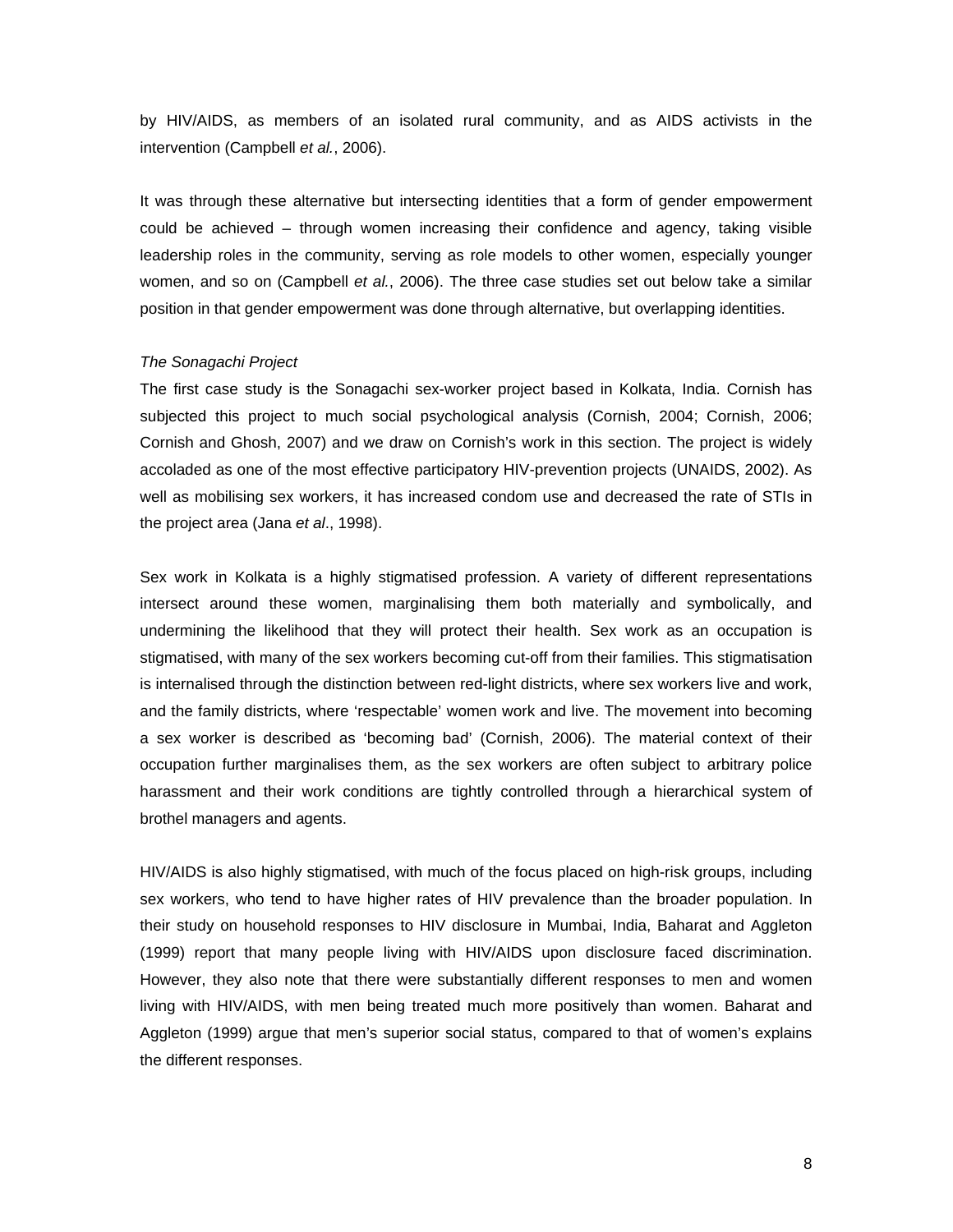by HIV/AIDS, as members of an isolated rural community, and as AIDS activists in the intervention (Campbell *et al.*, 2006).

It was through these alternative but intersecting identities that a form of gender empowerment could be achieved – through women increasing their confidence and agency, taking visible leadership roles in the community, serving as role models to other women, especially younger women, and so on (Campbell *et al.*, 2006). The three case studies set out below take a similar position in that gender empowerment was done through alternative, but overlapping identities.

*The Sonagachi Project*

The first case study is the Sonagachi sex-worker project based in Kolkata, India. Cornish has subjected this project to much social psychological analysis (Cornish, 2004; Cornish, 2006; Cornish and Ghosh, 2007) and we draw on Cornish's work in this section. The project is widely accoladed as one of the most effective participatory HIV-prevention projects (UNAIDS, 2002). As well as mobilising sex workers, it has increased condom use and decreased the rate of STIs in the project area (Jana *et al*., 1998).

Sex work in Kolkata is a highly stigmatised profession. A variety of different representations intersect around these women, marginalising them both materially and symbolically, and undermining the likelihood that they will protect their health. Sex work as an occupation is stigmatised, with many of the sex workers becoming cut-off from their families. This stigmatisation is internalised through the distinction between red-light districts, where sex workers live and work, and the family districts, where 'respectable' women work and live. The movement into becoming a sex worker is described as 'becoming bad' (Cornish, 2006). The material context of their occupation further marginalises them, as the sex workers are often subject to arbitrary police harassment and their work conditions are tightly controlled through a hierarchical system of brothel managers and agents.

HIV/AIDS is also highly stigmatised, with much of the focus placed on high-risk groups, including sex workers, who tend to have higher rates of HIV prevalence than the broader population. In their study on household responses to HIV disclosure in Mumbai, India, Baharat and Aggleton (1999) report that many people living with HIV/AIDS upon disclosure faced discrimination. However, they also note that there were substantially different responses to men and women living with HIV/AIDS, with men being treated much more positively than women. Baharat and Aggleton (1999) argue that men's superior social status, compared to that of women's explains the different responses.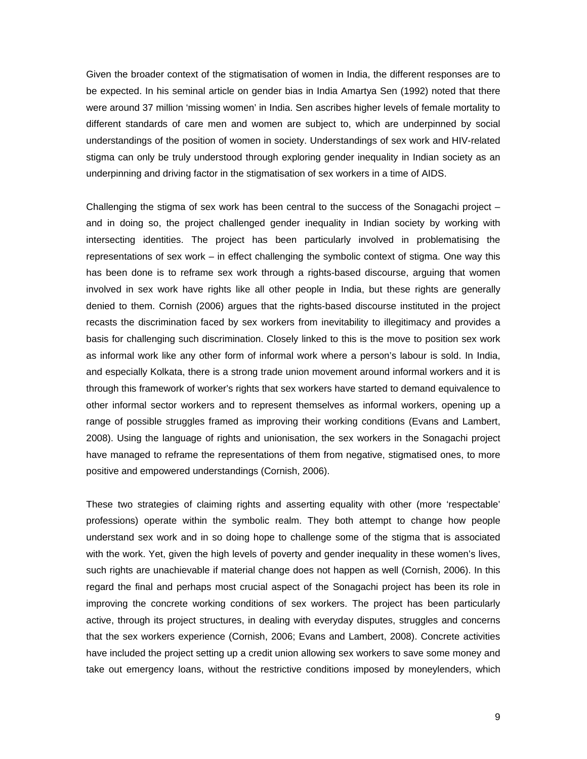Given the broader context of the stigmatisation of women in India, the different responses are to be expected. In his seminal article on gender bias in India Amartya Sen (1992) noted that there were around 37 million 'missing women' in India. Sen ascribes higher levels of female mortality to different standards of care men and women are subject to, which are underpinned by social understandings of the position of women in society. Understandings of sex work and HIV-related stigma can only be truly understood through exploring gender inequality in Indian society as an underpinning and driving factor in the stigmatisation of sex workers in a time of AIDS.

Challenging the stigma of sex work has been central to the success of the Sonagachi project – and in doing so, the project challenged gender inequality in Indian society by working with intersecting identities. The project has been particularly involved in problematising the representations of sex work – in effect challenging the symbolic context of stigma. One way this has been done is to reframe sex work through a rights-based discourse, arguing that women involved in sex work have rights like all other people in India, but these rights are generally denied to them. Cornish (2006) argues that the rights-based discourse instituted in the project recasts the discrimination faced by sex workers from inevitability to illegitimacy and provides a basis for challenging such discrimination. Closely linked to this is the move to position sex work as informal work like any other form of informal work where a person's labour is sold. In India, and especially Kolkata, there is a strong trade union movement around informal workers and it is through this framework of worker's rights that sex workers have started to demand equivalence to other informal sector workers and to represent themselves as informal workers, opening up a range of possible struggles framed as improving their working conditions (Evans and Lambert, 2008). Using the language of rights and unionisation, the sex workers in the Sonagachi project have managed to reframe the representations of them from negative, stigmatised ones, to more positive and empowered understandings (Cornish, 2006).

These two strategies of claiming rights and asserting equality with other (more 'respectable' professions) operate within the symbolic realm. They both attempt to change how people understand sex work and in so doing hope to challenge some of the stigma that is associated with the work. Yet, given the high levels of poverty and gender inequality in these women's lives, such rights are unachievable if material change does not happen as well (Cornish, 2006). In this regard the final and perhaps most crucial aspect of the Sonagachi project has been its role in improving the concrete working conditions of sex workers. The project has been particularly active, through its project structures, in dealing with everyday disputes, struggles and concerns that the sex workers experience (Cornish, 2006; Evans and Lambert, 2008). Concrete activities have included the project setting up a credit union allowing sex workers to save some money and take out emergency loans, without the restrictive conditions imposed by moneylenders, which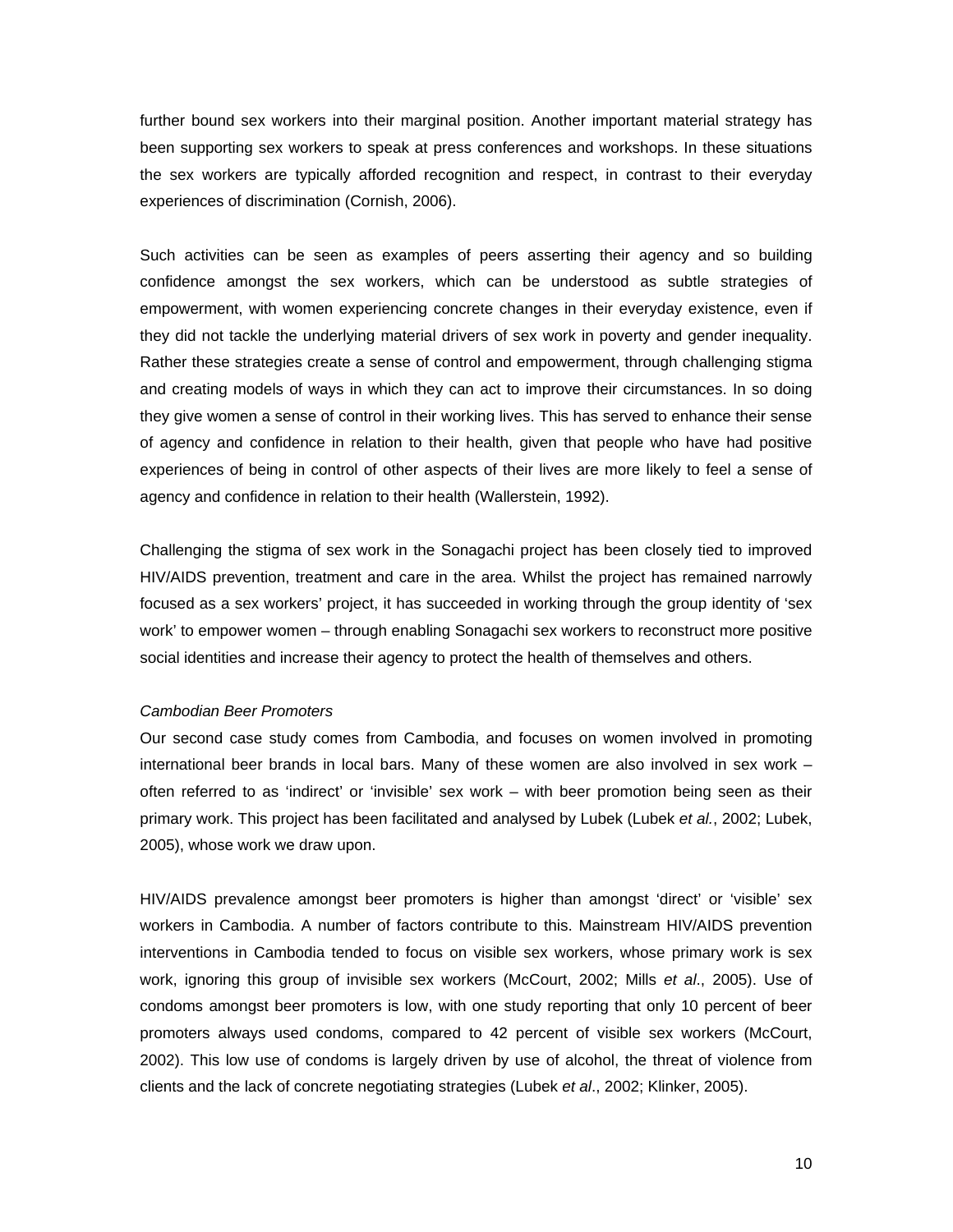further bound sex workers into their marginal position. Another important material strategy has been supporting sex workers to speak at press conferences and workshops. In these situations the sex workers are typically afforded recognition and respect, in contrast to their everyday experiences of discrimination (Cornish, 2006).

Such activities can be seen as examples of peers asserting their agency and so building confidence amongst the sex workers, which can be understood as subtle strategies of empowerment, with women experiencing concrete changes in their everyday existence, even if they did not tackle the underlying material drivers of sex work in poverty and gender inequality. Rather these strategies create a sense of control and empowerment, through challenging stigma and creating models of ways in which they can act to improve their circumstances. In so doing they give women a sense of control in their working lives. This has served to enhance their sense of agency and confidence in relation to their health, given that people who have had positive experiences of being in control of other aspects of their lives are more likely to feel a sense of agency and confidence in relation to their health (Wallerstein, 1992).

Challenging the stigma of sex work in the Sonagachi project has been closely tied to improved HIV/AIDS prevention, treatment and care in the area. Whilst the project has remained narrowly focused as a sex workers' project, it has succeeded in working through the group identity of 'sex work' to empower women – through enabling Sonagachi sex workers to reconstruct more positive social identities and increase their agency to protect the health of themselves and others.

*Cambodian Beer Promoters*

Our second case study comes from Cambodia, and focuses on women involved in promoting international beer brands in local bars. Many of these women are also involved in sex work – often referred to as 'indirect' or 'invisible' sex work – with beer promotion being seen as their primary work. This project has been facilitated and analysed by Lubek (Lubek *et al.*, 2002; Lubek, 2005), whose work we draw upon.

HIV/AIDS prevalence amongst beer promoters is higher than amongst 'direct' or 'visible' sex workers in Cambodia. A number of factors contribute to this. Mainstream HIV/AIDS prevention interventions in Cambodia tended to focus on visible sex workers, whose primary work is sex work, ignoring this group of invisible sex workers (McCourt, 2002; Mills *et al*., 2005). Use of condoms amongst beer promoters is low, with one study reporting that only 10 percent of beer promoters always used condoms, compared to 42 percent of visible sex workers (McCourt, 2002). This low use of condoms is largely driven by use of alcohol, the threat of violence from clients and the lack of concrete negotiating strategies (Lubek *et al*., 2002; Klinker, 2005).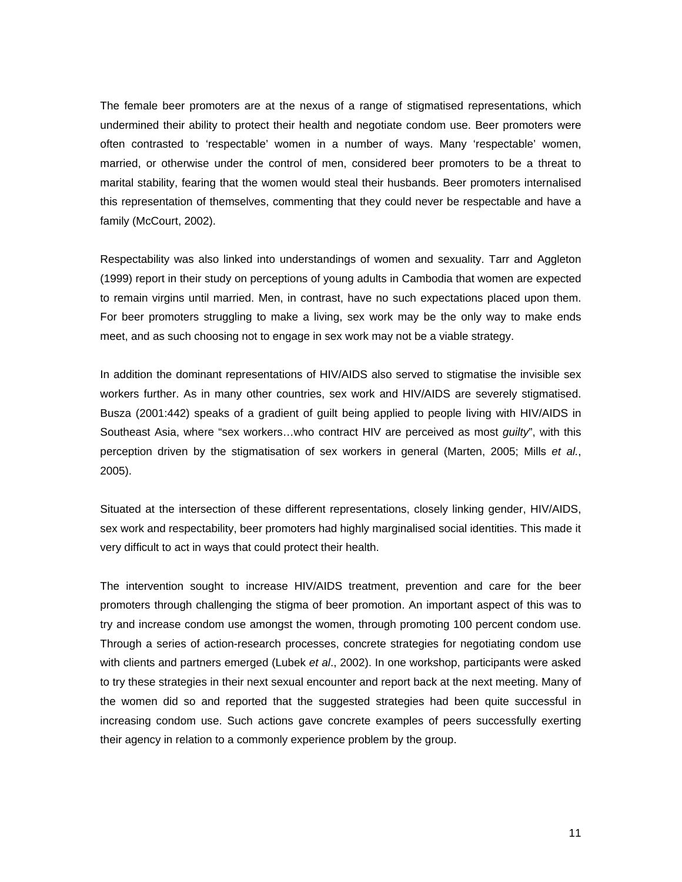The female beer promoters are at the nexus of a range of stigmatised representations, which undermined their ability to protect their health and negotiate condom use. Beer promoters were often contrasted to 'respectable' women in a number of ways. Many 'respectable' women, married, or otherwise under the control of men, considered beer promoters to be a threat to marital stability, fearing that the women would steal their husbands. Beer promoters internalised this representation of themselves, commenting that they could never be respectable and have a family (McCourt, 2002).

Respectability was also linked into understandings of women and sexuality. Tarr and Aggleton (1999) report in their study on perceptions of young adults in Cambodia that women are expected to remain virgins until married. Men, in contrast, have no such expectations placed upon them. For beer promoters struggling to make a living, sex work may be the only way to make ends meet, and as such choosing not to engage in sex work may not be a viable strategy.

In addition the dominant representations of HIV/AIDS also served to stigmatise the invisible sex workers further. As in many other countries, sex work and HIV/AIDS are severely stigmatised. Busza (2001:442) speaks of a gradient of guilt being applied to people living with HIV/AIDS in Southeast Asia, where "sex workers…who contract HIV are perceived as most *guilty*", with this perception driven by the stigmatisation of sex workers in general (Marten, 2005; Mills *et al.*, 2005).

Situated at the intersection of these different representations, closely linking gender, HIV/AIDS, sex work and respectability, beer promoters had highly marginalised social identities. This made it very difficult to act in ways that could protect their health.

The intervention sought to increase HIV/AIDS treatment, prevention and care for the beer promoters through challenging the stigma of beer promotion. An important aspect of this was to try and increase condom use amongst the women, through promoting 100 percent condom use. Through a series of action-research processes, concrete strategies for negotiating condom use with clients and partners emerged (Lubek *et al*., 2002). In one workshop, participants were asked to try these strategies in their next sexual encounter and report back at the next meeting. Many of the women did so and reported that the suggested strategies had been quite successful in increasing condom use. Such actions gave concrete examples of peers successfully exerting their agency in relation to a commonly experience problem by the group.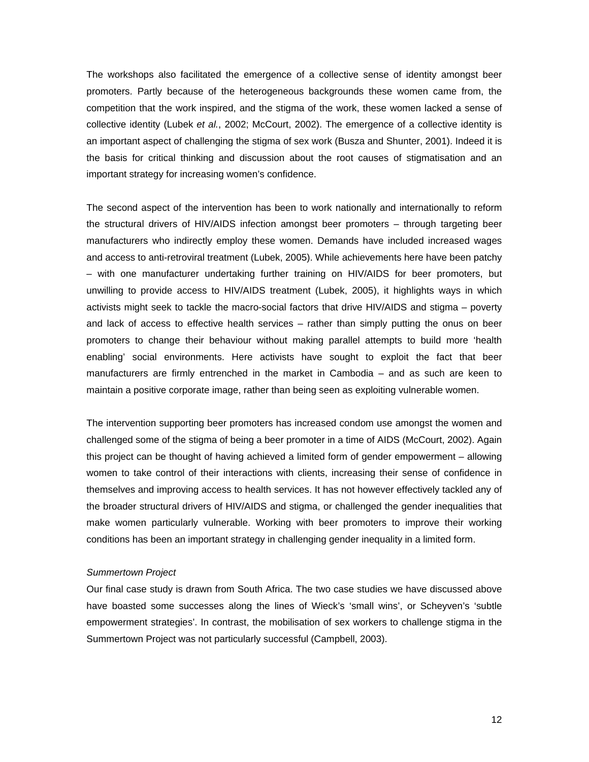The workshops also facilitated the emergence of a collective sense of identity amongst beer promoters. Partly because of the heterogeneous backgrounds these women came from, the competition that the work inspired, and the stigma of the work, these women lacked a sense of collective identity (Lubek *et al.*, 2002; McCourt, 2002). The emergence of a collective identity is an important aspect of challenging the stigma of sex work (Busza and Shunter, 2001). Indeed it is the basis for critical thinking and discussion about the root causes of stigmatisation and an important strategy for increasing women's confidence.

The second aspect of the intervention has been to work nationally and internationally to reform the structural drivers of HIV/AIDS infection amongst beer promoters – through targeting beer manufacturers who indirectly employ these women. Demands have included increased wages and access to anti-retroviral treatment (Lubek, 2005). While achievements here have been patchy – with one manufacturer undertaking further training on HIV/AIDS for beer promoters, but unwilling to provide access to HIV/AIDS treatment (Lubek, 2005), it highlights ways in which activists might seek to tackle the macro-social factors that drive HIV/AIDS and stigma – poverty and lack of access to effective health services – rather than simply putting the onus on beer promoters to change their behaviour without making parallel attempts to build more 'health enabling' social environments. Here activists have sought to exploit the fact that beer manufacturers are firmly entrenched in the market in Cambodia – and as such are keen to maintain a positive corporate image, rather than being seen as exploiting vulnerable women.

The intervention supporting beer promoters has increased condom use amongst the women and challenged some of the stigma of being a beer promoter in a time of AIDS (McCourt, 2002). Again this project can be thought of having achieved a limited form of gender empowerment – allowing women to take control of their interactions with clients, increasing their sense of confidence in themselves and improving access to health services. It has not however effectively tackled any of the broader structural drivers of HIV/AIDS and stigma, or challenged the gender inequalities that make women particularly vulnerable. Working with beer promoters to improve their working conditions has been an important strategy in challenging gender inequality in a limited form.

*Summertown Project*

Our final case study is drawn from South Africa. The two case studies we have discussed above have boasted some successes along the lines of Wieck's 'small wins', or Scheyven's 'subtle empowerment strategies'. In contrast, the mobilisation of sex workers to challenge stigma in the Summertown Project was not particularly successful (Campbell, 2003).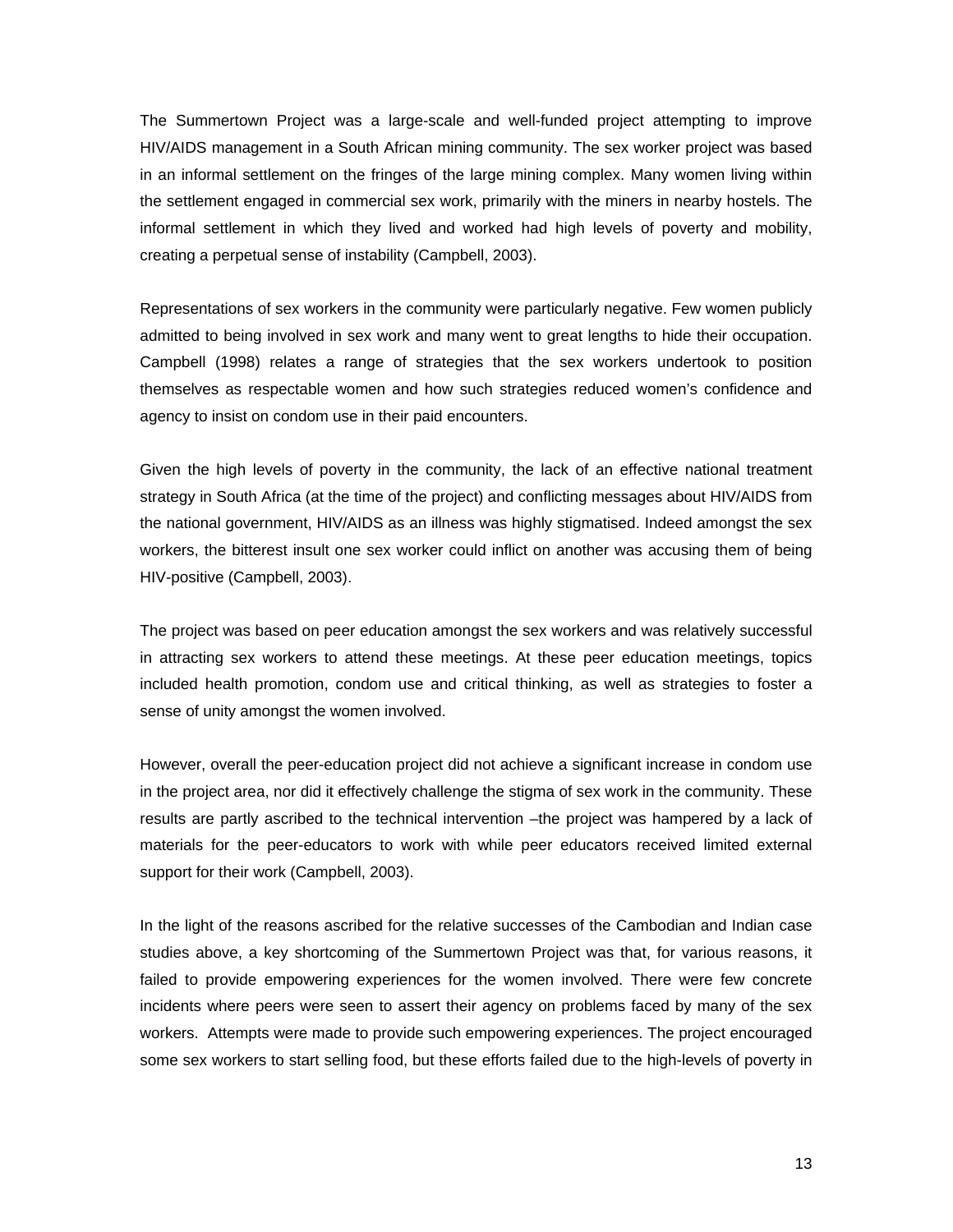The Summertown Project was a large-scale and well-funded project attempting to improve HIV/AIDS management in a South African mining community. The sex worker project was based in an informal settlement on the fringes of the large mining complex. Many women living within the settlement engaged in commercial sex work, primarily with the miners in nearby hostels. The informal settlement in which they lived and worked had high levels of poverty and mobility, creating a perpetual sense of instability (Campbell, 2003).

Representations of sex workers in the community were particularly negative. Few women publicly admitted to being involved in sex work and many went to great lengths to hide their occupation. Campbell (1998) relates a range of strategies that the sex workers undertook to position themselves as respectable women and how such strategies reduced women's confidence and agency to insist on condom use in their paid encounters.

Given the high levels of poverty in the community, the lack of an effective national treatment strategy in South Africa (at the time of the project) and conflicting messages about HIV/AIDS from the national government, HIV/AIDS as an illness was highly stigmatised. Indeed amongst the sex workers, the bitterest insult one sex worker could inflict on another was accusing them of being HIV-positive (Campbell, 2003).

The project was based on peer education amongst the sex workers and was relatively successful in attracting sex workers to attend these meetings. At these peer education meetings, topics included health promotion, condom use and critical thinking, as well as strategies to foster a sense of unity amongst the women involved.

However, overall the peer-education project did not achieve a significant increase in condom use in the project area, nor did it effectively challenge the stigma of sex work in the community. These results are partly ascribed to the technical intervention –the project was hampered by a lack of materials for the peer-educators to work with while peer educators received limited external support for their work (Campbell, 2003).

In the light of the reasons ascribed for the relative successes of the Cambodian and Indian case studies above, a key shortcoming of the Summertown Project was that, for various reasons, it failed to provide empowering experiences for the women involved. There were few concrete incidents where peers were seen to assert their agency on problems faced by many of the sex workers. Attempts were made to provide such empowering experiences. The project encouraged some sex workers to start selling food, but these efforts failed due to the high-levels of poverty in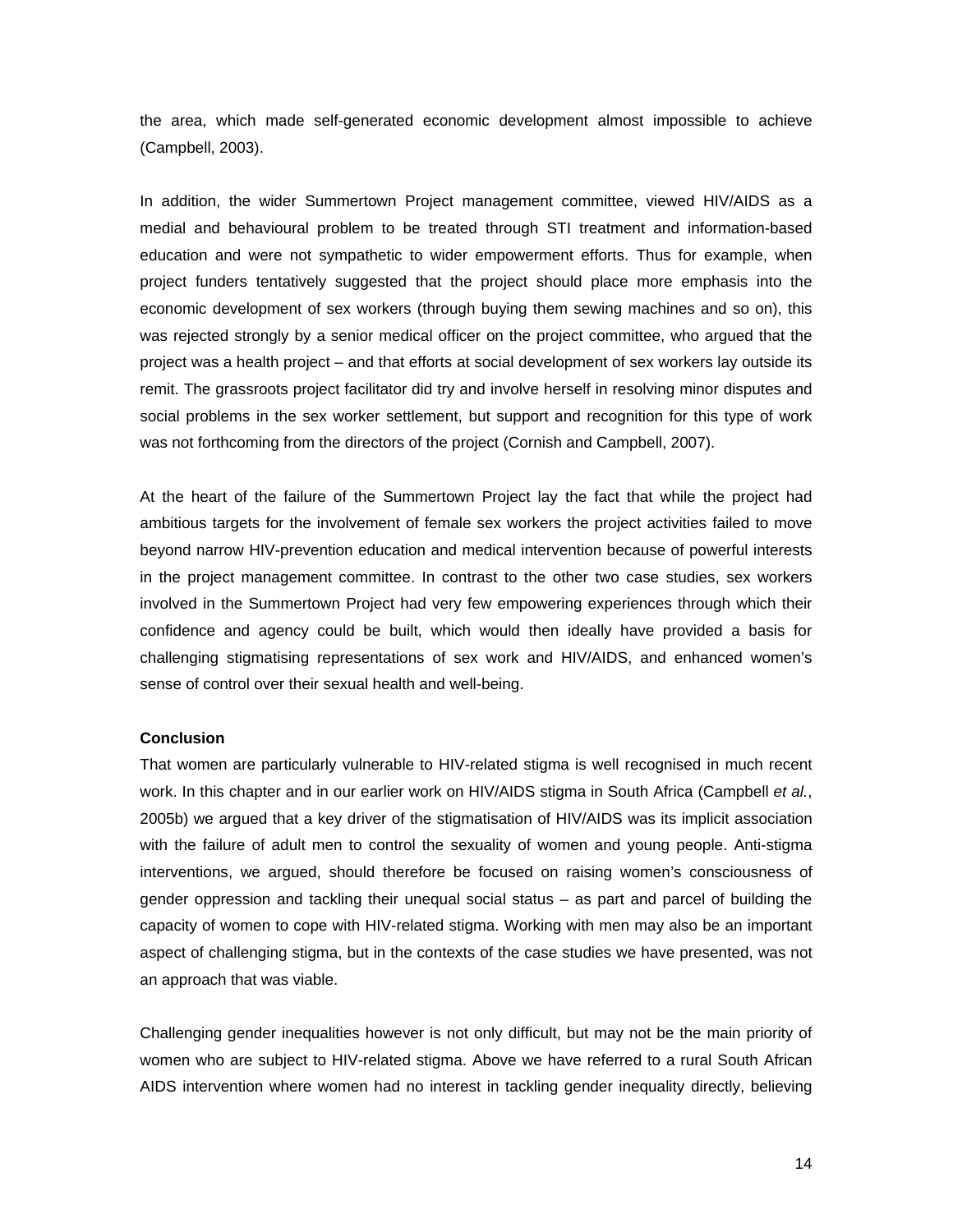the area, which made self-generated economic development almost impossible to achieve (Campbell, 2003).

In addition, the wider Summertown Project management committee, viewed HIV/AIDS as a medial and behavioural problem to be treated through STI treatment and information-based education and were not sympathetic to wider empowerment efforts. Thus for example, when project funders tentatively suggested that the project should place more emphasis into the economic development of sex workers (through buying them sewing machines and so on), this was rejected strongly by a senior medical officer on the project committee, who argued that the project was a health project – and that efforts at social development of sex workers lay outside its remit. The grassroots project facilitator did try and involve herself in resolving minor disputes and social problems in the sex worker settlement, but support and recognition for this type of work was not forthcoming from the directors of the project (Cornish and Campbell, 2007).

At the heart of the failure of the Summertown Project lay the fact that while the project had ambitious targets for the involvement of female sex workers the project activities failed to move beyond narrow HIV-prevention education and medical intervention because of powerful interests in the project management committee. In contrast to the other two case studies, sex workers involved in the Summertown Project had very few empowering experiences through which their confidence and agency could be built, which would then ideally have provided a basis for challenging stigmatising representations of sex work and HIV/AIDS, and enhanced women's sense of control over their sexual health and well-being.

**Conclusion**

That women are particularly vulnerable to HIV-related stigma is well recognised in much recent work. In this chapter and in our earlier work on HIV/AIDS stigma in South Africa (Campbell *et al.*, 2005b) we argued that a key driver of the stigmatisation of HIV/AIDS was its implicit association with the failure of adult men to control the sexuality of women and young people. Anti-stigma interventions, we argued, should therefore be focused on raising women's consciousness of gender oppression and tackling their unequal social status – as part and parcel of building the capacity of women to cope with HIV-related stigma. Working with men may also be an important aspect of challenging stigma, but in the contexts of the case studies we have presented, was not an approach that was viable.

Challenging gender inequalities however is not only difficult, but may not be the main priority of women who are subject to HIV-related stigma. Above we have referred to a rural South African AIDS intervention where women had no interest in tackling gender inequality directly, believing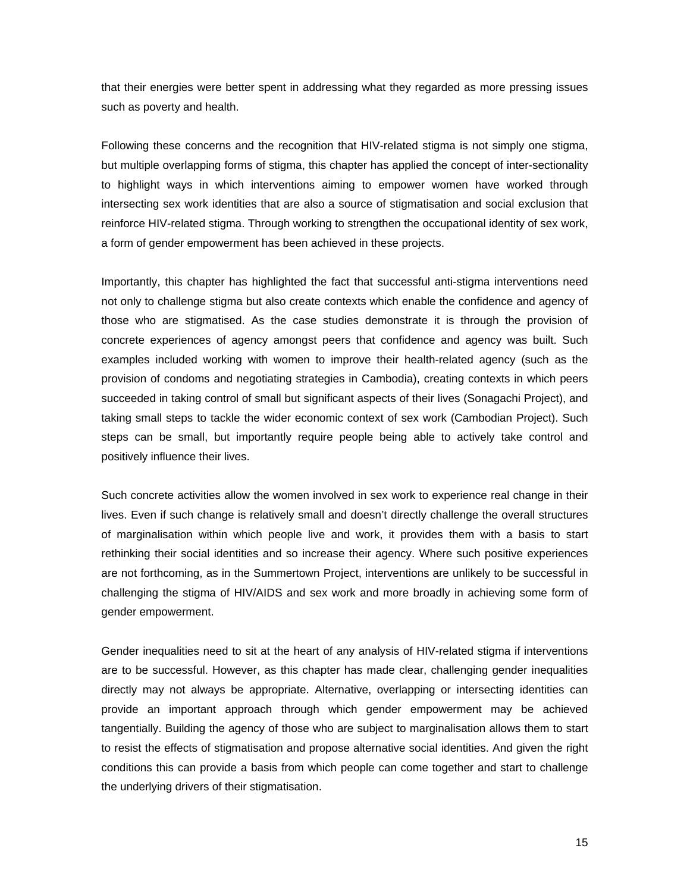that their energies were better spent in addressing what they regarded as more pressing issues such as poverty and health.

Following these concerns and the recognition that HIV-related stigma is not simply one stigma, but multiple overlapping forms of stigma, this chapter has applied the concept of inter-sectionality to highlight ways in which interventions aiming to empower women have worked through intersecting sex work identities that are also a source of stigmatisation and social exclusion that reinforce HIV-related stigma. Through working to strengthen the occupational identity of sex work, a form of gender empowerment has been achieved in these projects.

Importantly, this chapter has highlighted the fact that successful anti-stigma interventions need not only to challenge stigma but also create contexts which enable the confidence and agency of those who are stigmatised. As the case studies demonstrate it is through the provision of concrete experiences of agency amongst peers that confidence and agency was built. Such examples included working with women to improve their health-related agency (such as the provision of condoms and negotiating strategies in Cambodia), creating contexts in which peers succeeded in taking control of small but significant aspects of their lives (Sonagachi Project), and taking small steps to tackle the wider economic context of sex work (Cambodian Project). Such steps can be small, but importantly require people being able to actively take control and positively influence their lives.

Such concrete activities allow the women involved in sex work to experience real change in their lives. Even if such change is relatively small and doesn't directly challenge the overall structures of marginalisation within which people live and work, it provides them with a basis to start rethinking their social identities and so increase their agency. Where such positive experiences are not forthcoming, as in the Summertown Project, interventions are unlikely to be successful in challenging the stigma of HIV/AIDS and sex work and more broadly in achieving some form of gender empowerment.

Gender inequalities need to sit at the heart of any analysis of HIV-related stigma if interventions are to be successful. However, as this chapter has made clear, challenging gender inequalities directly may not always be appropriate. Alternative, overlapping or intersecting identities can provide an important approach through which gender empowerment may be achieved tangentially. Building the agency of those who are subject to marginalisation allows them to start to resist the effects of stigmatisation and propose alternative social identities. And given the right conditions this can provide a basis from which people can come together and start to challenge the underlying drivers of their stigmatisation.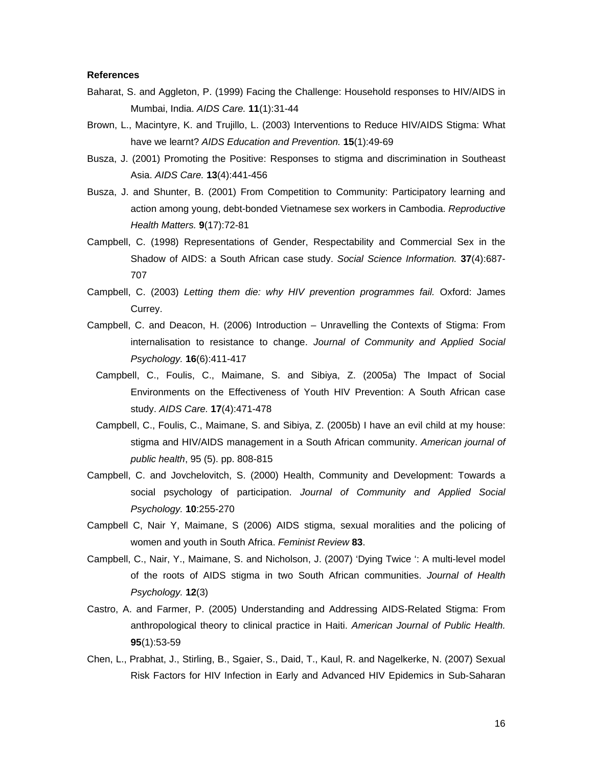**References**

Baharat, S. and Aggleton, P. (1999) Facing the Challenge: Household responses to HIV/AIDS in Mumbai, India. *AIDS Care.* **11**(1):31-44

Brown, L., Macintyre, K. and Trujillo, L. (2003) Interventions to Reduce HIV/AIDS Stigma: What have we learnt? *AIDS Education and Prevention.* **15**(1):49-69

Busza, J. (2001) Promoting the Positive: Responses to stigma and discrimination in Southeast Asia. *AIDS Care.* **13**(4):441-456

Busza, J. and Shunter, B. (2001) From Competition to Community: Participatory learning and action among young, debt-bonded Vietnamese sex workers in Cambodia. *Reproductive Health Matters.* **9**(17):72-81

Campbell, C. (1998) Representations of Gender, Respectability and Commercial Sex in the Shadow of AIDS: a South African case study. *Social Science Information.* **37**(4):687-707

Campbell, C. (2003) *Letting them die: why HIV prevention programmes fail.* Oxford: James Currey.

Campbell, C. and Deacon, H. (2006) Introduction – Unravelling the Contexts of Stigma: From internalisation to resistance to change. *Journal of Community and Applied Social Psychology.* **16**(6):411-417

Campbell, C., Foulis, C., Maimane, S. and Sibiya, Z. (2005a) The Impact of Social Environments on the Effectiveness of Youth HIV Prevention: A South African case study. *AIDS Care.* **17**(4):471-478

Campbell, C., Foulis, C., Maimane, S. and Sibiya, Z. (2005b) I have an evil child at my house: stigma and HIV/AIDS management in a South African community. *American journal of public health*, 95 (5). pp. 808-815

Campbell, C. and Jovchelovitch, S. (2000) Health, Community and Development: Towards a social psychology of participation. *Journal of Community and Applied Social Psychology.* **10**:255-270

Campbell C, Nair Y, Maimane, S (2006) AIDS stigma, sexual moralities and the policing of women and youth in South Africa. *Feminist Review* **83**.

Campbell, C., Nair, Y., Maimane, S. and Nicholson, J. (2007) 'Dying Twice ': A multi-level model of the roots of AIDS stigma in two South African communities. *Journal of Health Psychology.* **12**(3)

Castro, A. and Farmer, P. (2005) Understanding and Addressing AIDS-Related Stigma: From anthropological theory to clinical practice in Haiti. *American Journal of Public Health.* **95**(1):53-59

Chen, L., Prabhat, J., Stirling, B., Sgaier, S., Daid, T., Kaul, R. and Nagelkerke, N. (2007) Sexual Risk Factors for HIV Infection in Early and Advanced HIV Epidemics in Sub-Saharan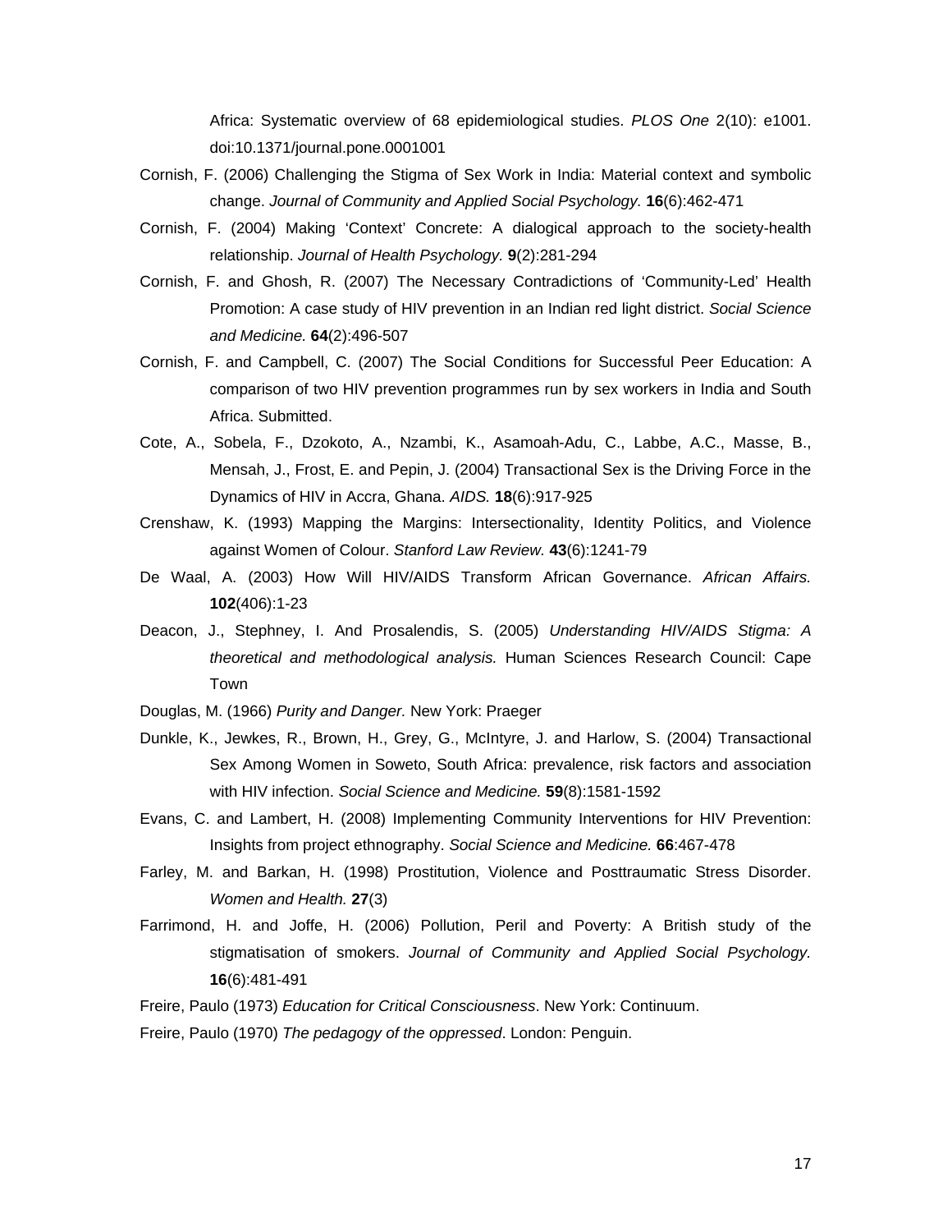Africa: Systematic overview of 68 epidemiological studies. *PLOS One* 2(10): e1001. doi:10.1371/journal.pone.0001001

Cornish, F. (2006) Challenging the Stigma of Sex Work in India: Material context and symbolic change. *Journal of Community and Applied Social Psychology.* **16**(6):462-471

Cornish, F. (2004) Making 'Context' Concrete: A dialogical approach to the society-health relationship. *Journal of Health Psychology.* **9**(2):281-294

Cornish, F. and Ghosh, R. (2007) The Necessary Contradictions of 'Community-Led' Health Promotion: A case study of HIV prevention in an Indian red light district. *Social Science and Medicine.* **64**(2):496-507

Cornish, F. and Campbell, C. (2007) The Social Conditions for Successful Peer Education: A comparison of two HIV prevention programmes run by sex workers in India and South Africa. Submitted.

Cote, A., Sobela, F., Dzokoto, A., Nzambi, K., Asamoah-Adu, C., Labbe, A.C., Masse, B., Mensah, J., Frost, E. and Pepin, J. (2004) Transactional Sex is the Driving Force in the Dynamics of HIV in Accra, Ghana. *AIDS.* **18**(6):917-925

Crenshaw, K. (1993) Mapping the Margins: Intersectionality, Identity Politics, and Violence against Women of Colour. *Stanford Law Review.* **43**(6):1241-79

De Waal, A. (2003) How Will HIV/AIDS Transform African Governance. *African Affairs.* **102**(406):1-23

Deacon, J., Stephney, I. And Prosalendis, S. (2005) *Understanding HIV/AIDS Stigma: A theoretical and methodological analysis.* Human Sciences Research Council: Cape Town

Douglas, M. (1966) *Purity and Danger.* New York: Praeger

Dunkle, K., Jewkes, R., Brown, H., Grey, G., McIntyre, J. and Harlow, S. (2004) Transactional Sex Among Women in Soweto, South Africa: prevalence, risk factors and association with HIV infection. *Social Science and Medicine.* **59**(8):1581-1592

Evans, C. and Lambert, H. (2008) Implementing Community Interventions for HIV Prevention: Insights from project ethnography. *Social Science and Medicine.* **66**:467-478

Farley, M. and Barkan, H. (1998) Prostitution, Violence and Posttraumatic Stress Disorder. *Women and Health.* **27**(3)

Farrimond, H. and Joffe, H. (2006) Pollution, Peril and Poverty: A British study of the stigmatisation of smokers. *Journal of Community and Applied Social Psychology.* **16**(6):481-491

Freire, Paulo (1973) *Education for Critical Consciousness*. New York: Continuum.

Freire, Paulo (1970) *The pedagogy of the oppressed*. London: Penguin.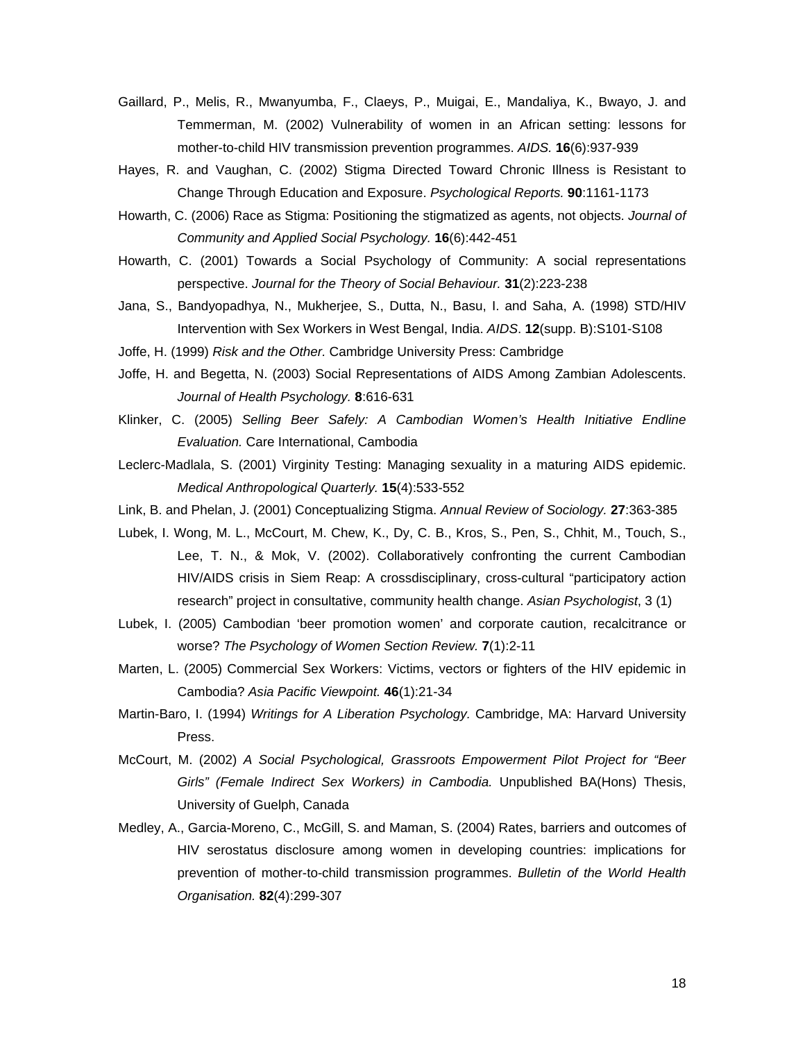Gaillard, P., Melis, R., Mwanyumba, F., Claeys, P., Muigai, E., Mandaliya, K., Bwayo, J. and Temmerman, M. (2002) Vulnerability of women in an African setting: lessons for mother-to-child HIV transmission prevention programmes. *AIDS.* **16**(6):937-939

Hayes, R. and Vaughan, C. (2002) Stigma Directed Toward Chronic Illness is Resistant to Change Through Education and Exposure. *Psychological Reports.* **90**:1161-1173

Howarth, C. (2006) Race as Stigma: Positioning the stigmatized as agents, not objects. *Journal of Community and Applied Social Psychology.* **16**(6):442-451

Howarth, C. (2001) Towards a Social Psychology of Community: A social representations perspective. *Journal for the Theory of Social Behaviour.* **31**(2):223-238

Jana, S., Bandyopadhya, N., Mukherjee, S., Dutta, N., Basu, I. and Saha, A. (1998) STD/HIV Intervention with Sex Workers in West Bengal, India. *AIDS*. **12**(supp. B):S101-S108

Joffe, H. (1999) *Risk and the Other.* Cambridge University Press: Cambridge

Joffe, H. and Begetta, N. (2003) Social Representations of AIDS Among Zambian Adolescents. *Journal of Health Psychology.* **8**:616-631

Klinker, C. (2005) *Selling Beer Safely: A Cambodian Women's Health Initiative Endline Evaluation.* Care International, Cambodia

Leclerc-Madlala, S. (2001) Virginity Testing: Managing sexuality in a maturing AIDS epidemic. *Medical Anthropological Quarterly.* **15**(4):533-552

Link, B. and Phelan, J. (2001) Conceptualizing Stigma. *Annual Review of Sociology.* **27**:363-385

Lubek, I. Wong, M. L., McCourt, M. Chew, K., Dy, C. B., Kros, S., Pen, S., Chhit, M., Touch, S., Lee, T. N., & Mok, V. (2002). Collaboratively confronting the current Cambodian HIV/AIDS crisis in Siem Reap: A crossdisciplinary, cross-cultural "participatory action research" project in consultative, community health change. *Asian Psychologist*, 3 (1)

Lubek, I. (2005) Cambodian 'beer promotion women' and corporate caution, recalcitrance or worse? *The Psychology of Women Section Review.* **7**(1):2-11

Marten, L. (2005) Commercial Sex Workers: Victims, vectors or fighters of the HIV epidemic in Cambodia? *Asia Pacific Viewpoint.* **46**(1):21-34

Martin-Baro, I. (1994) *Writings for A Liberation Psychology.* Cambridge, MA: Harvard University Press.

McCourt, M. (2002) *A Social Psychological, Grassroots Empowerment Pilot Project for "Beer Girls" (Female Indirect Sex Workers) in Cambodia.* Unpublished BA(Hons) Thesis, University of Guelph, Canada

Medley, A., Garcia-Moreno, C., McGill, S. and Maman, S. (2004) Rates, barriers and outcomes of HIV serostatus disclosure among women in developing countries: implications for prevention of mother-to-child transmission programmes. *Bulletin of the World Health Organisation.* **82**(4):299-307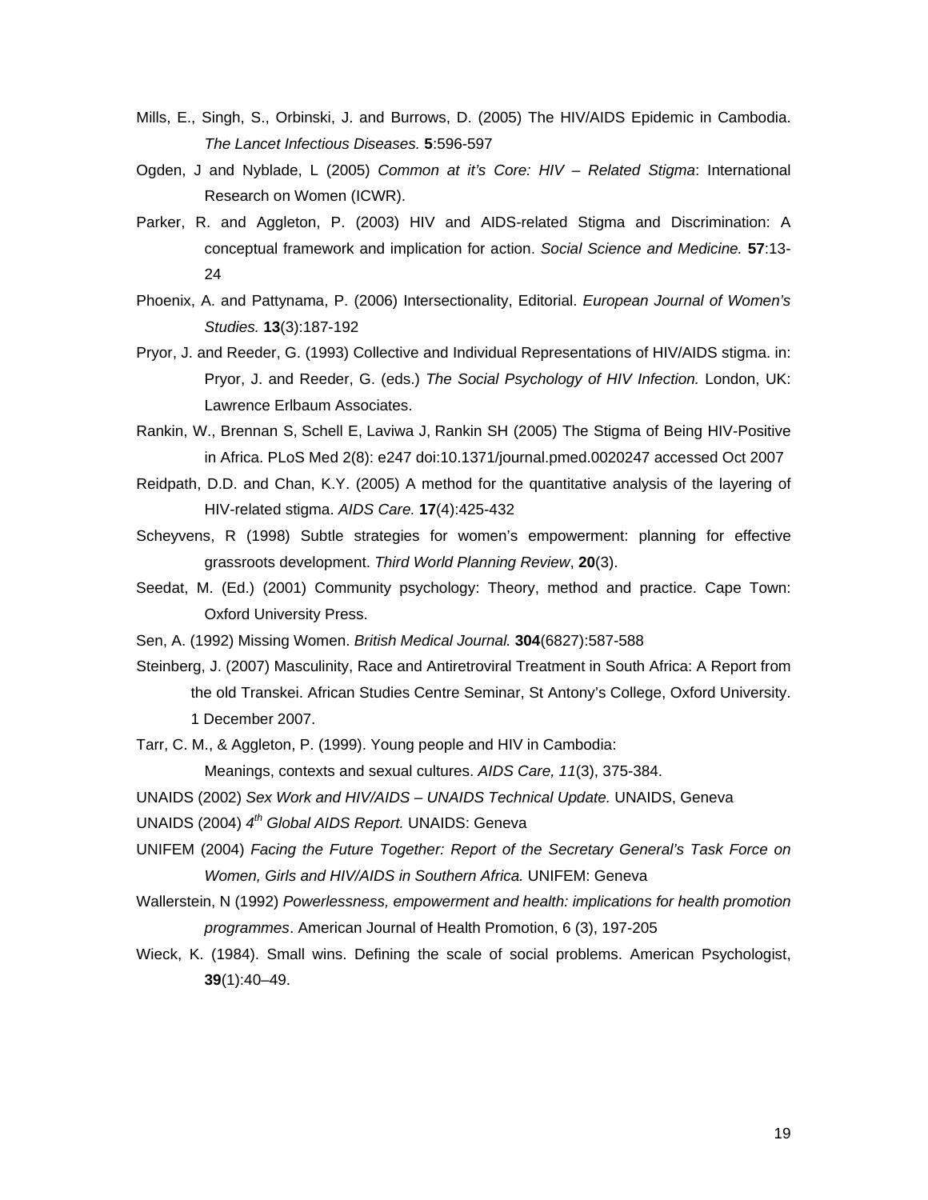Mills, E., Singh, S., Orbinski, J. and Burrows, D. (2005) The HIV/AIDS Epidemic in Cambodia. *The Lancet Infectious Diseases.* **5**:596-597

Ogden, J and Nyblade, L (2005) *Common at it's Core: HIV – Related Stigma*: International Research on Women (ICWR).

Parker, R. and Aggleton, P. (2003) HIV and AIDS-related Stigma and Discrimination: A conceptual framework and implication for action. *Social Science and Medicine.* **57**:13-24

Phoenix, A. and Pattynama, P. (2006) Intersectionality, Editorial. *European Journal of Women's Studies.* **13**(3):187-192

Pryor, J. and Reeder, G. (1993) Collective and Individual Representations of HIV/AIDS stigma. in: Pryor, J. and Reeder, G. (eds.) *The Social Psychology of HIV Infection.* London, UK: Lawrence Erlbaum Associates.

Rankin, W., Brennan S, Schell E, Laviwa J, Rankin SH (2005) The Stigma of Being HIV-Positive in Africa. PLoS Med 2(8): e247 doi:10.1371/journal.pmed.0020247 accessed Oct 2007

Reidpath, D.D. and Chan, K.Y. (2005) A method for the quantitative analysis of the layering of HIV-related stigma. *AIDS Care.* **17**(4):425-432

Scheyvens, R (1998) Subtle strategies for women's empowerment: planning for effective grassroots development. *Third World Planning Review*, **20**(3).

Seedat, M. (Ed.) (2001) Community psychology: Theory, method and practice. Cape Town: Oxford University Press.

Sen, A. (1992) Missing Women. *British Medical Journal.* **304**(6827):587-588

Steinberg, J. (2007) Masculinity, Race and Antiretroviral Treatment in South Africa: A Report from the old Transkei. African Studies Centre Seminar, St Antony's College, Oxford University. 1 December 2007.

Tarr, C. M., & Aggleton, P. (1999). Young people and HIV in Cambodia: Meanings, contexts and sexual cultures. *AIDS Care, 11*(3), 375-384.

UNAIDS (2002) *Sex Work and HIV/AIDS – UNAIDS Technical Update.* UNAIDS, Geneva

UNAIDS (2004) *4th Global AIDS Report.* UNAIDS: Geneva

UNIFEM (2004) *Facing the Future Together: Report of the Secretary General's Task Force on Women, Girls and HIV/AIDS in Southern Africa.* UNIFEM: Geneva

Wallerstein, N (1992) *Powerlessness, empowerment and health: implications for health promotion programmes*. American Journal of Health Promotion, 6 (3), 197-205

Wieck, K. (1984). Small wins. Defining the scale of social problems. American Psychologist, **39**(1):40–49.